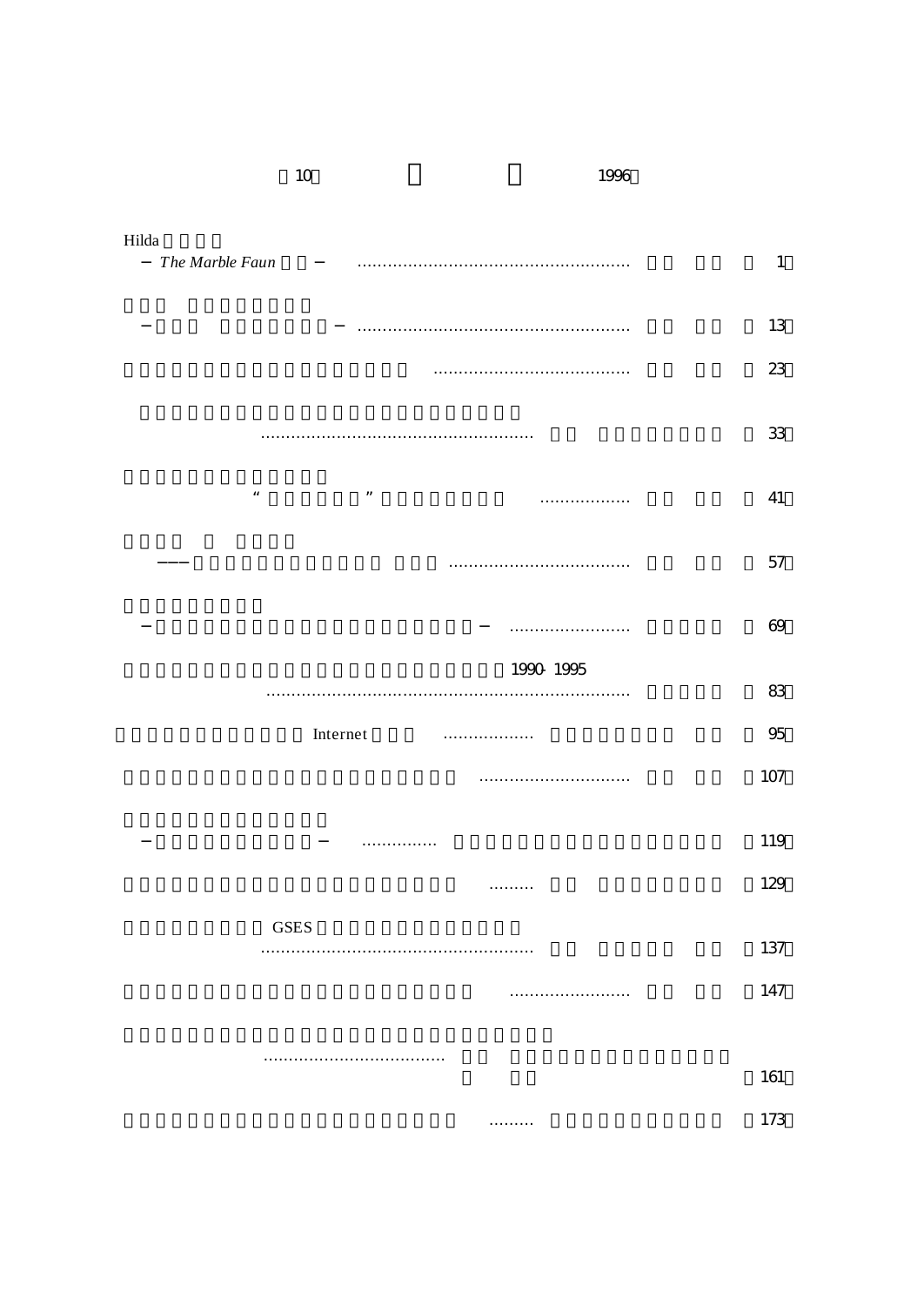10 1996

Hilda
— *The Marble Faun* — ...................................................... 1

— — ...................................................... 13

....................................... 23

...................................................... 33

“ ” .................. 41

——— .................................... 57

— — ........................ 69

1990- 1995
......................................................................... 83

Internet .................. 95

.............................. 107

— — ............... 119

......... 129

GSES
...................................................... 137

........................ 147

.................................... 161

......... 173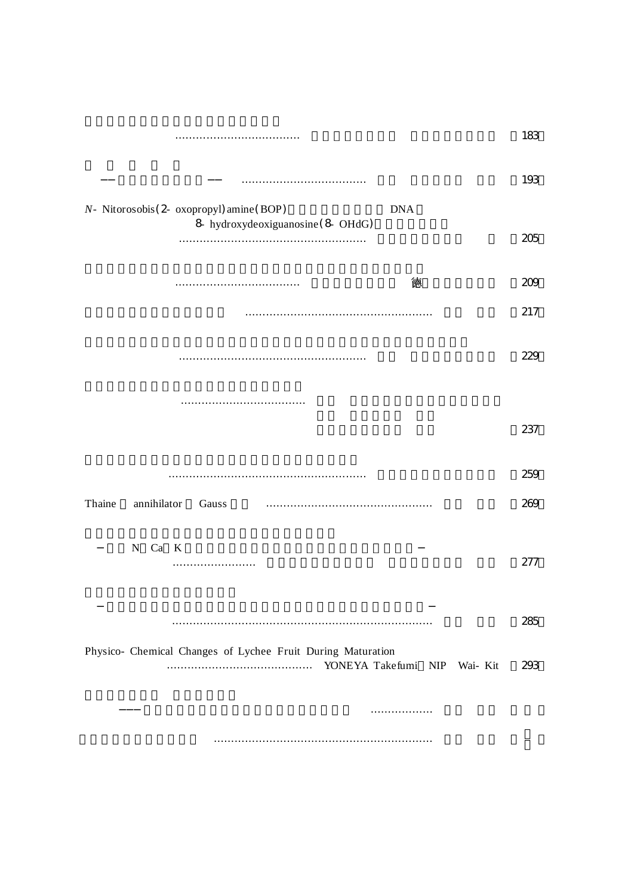…………………………………… 183

——　　　　　　　　——　…………………………………… 193

*N*- Nitorosobis(2- oxopropyl)amine(BOP)　　　　　　　　DNA
8- hydroxydeoxiguanosine(8- OHdG)
…………………………………………………… 205

…………………………………… 徳 209

…………………………………………………… 217

…………………………………………………… 229

……………………………………
237

………………………………………………………… 259

Thaine　annihilator　Gauss　…………………………………………… 269

−　　N　Ca　K　　　　　　　　　　　　　　　　　−
…………………………… 277

−　　　　　　　　　　　　　　　　　　　　　　　　　−
………………………………………………………………………… 285

Physico- Chemical Changes of Lychee Fruit During Maturation
…………………………………… YONEYA Takefumi　NIP　Wai- Kit 293

———　　　　　　　　　　　　　　　　　………………

…………………………………………………………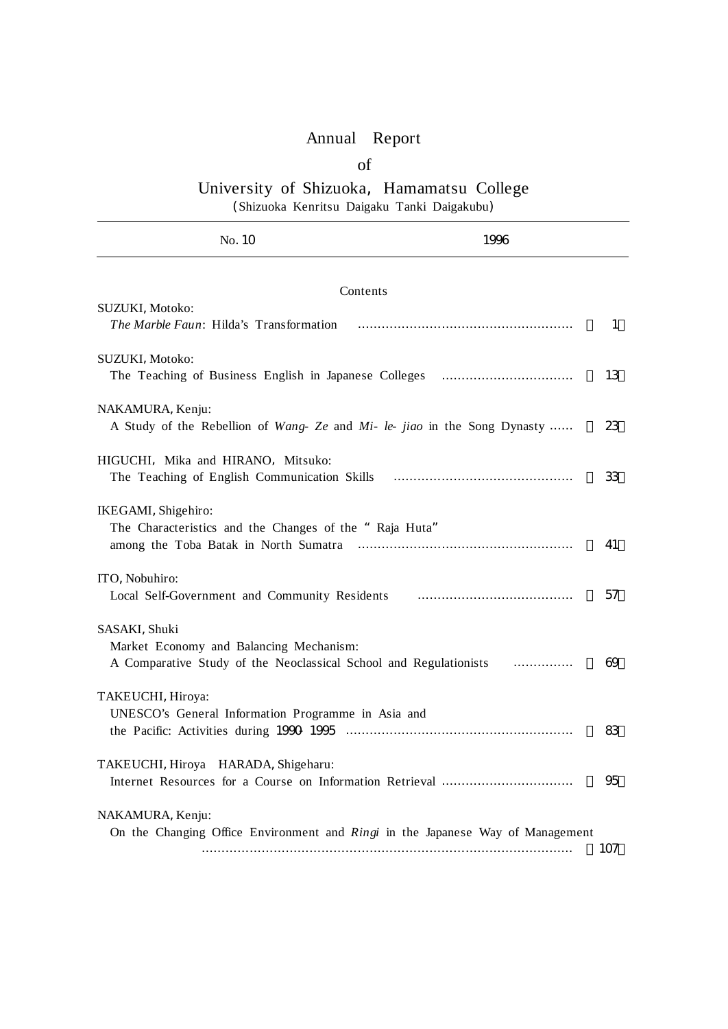# Annual Report

## of

## University of Shizuoka, Hamamatsu College

(Shizuoka Kenritsu Daigaku Tanki Daigakubu)

No. 10 1996

### Contents

SUZUKI, Motoko:
*The Marble Faun*: Hilda's Transformation ………………………………………………… （ 1）

SUZUKI, Motoko:
The Teaching of Business English in Japanese Colleges …………………………… （ 13）

NAKAMURA, Kenju:
A Study of the Rebellion of *Wang- Ze* and *Mi- le- jiao* in the Song Dynasty …… （ 23）

HIGUCHI, Mika and HIRANO, Mitsuko:
The Teaching of English Communication Skills ……………………………………… （ 33）

IKEGAMI, Shigehiro:
The Characteristics and the Changes of the " Raja Huta"
among the Toba Batak in North Sumatra ………………………………………………… （ 41）

ITO, Nobuhiro:
Local Self-Government and Community Residents ………………………………… （ 57）

SASAKI, Shuki
Market Economy and Balancing Mechanism:
A Comparative Study of the Neoclassical School and Regulationists …………… （ 69）

TAKEUCHI, Hiroya:
UNESCO's General Information Programme in Asia and
the Pacific: Activities during 1990-1995 ……………………………………………… （ 83）

TAKEUCHI, Hiroya HARADA, Shigeharu:
Internet Resources for a Course on Information Retrieval …………………………… （ 95）

NAKAMURA, Kenju:
On the Changing Office Environment and *Ringi* in the Japanese Way of Management
……………………………………………………………………………………… （107）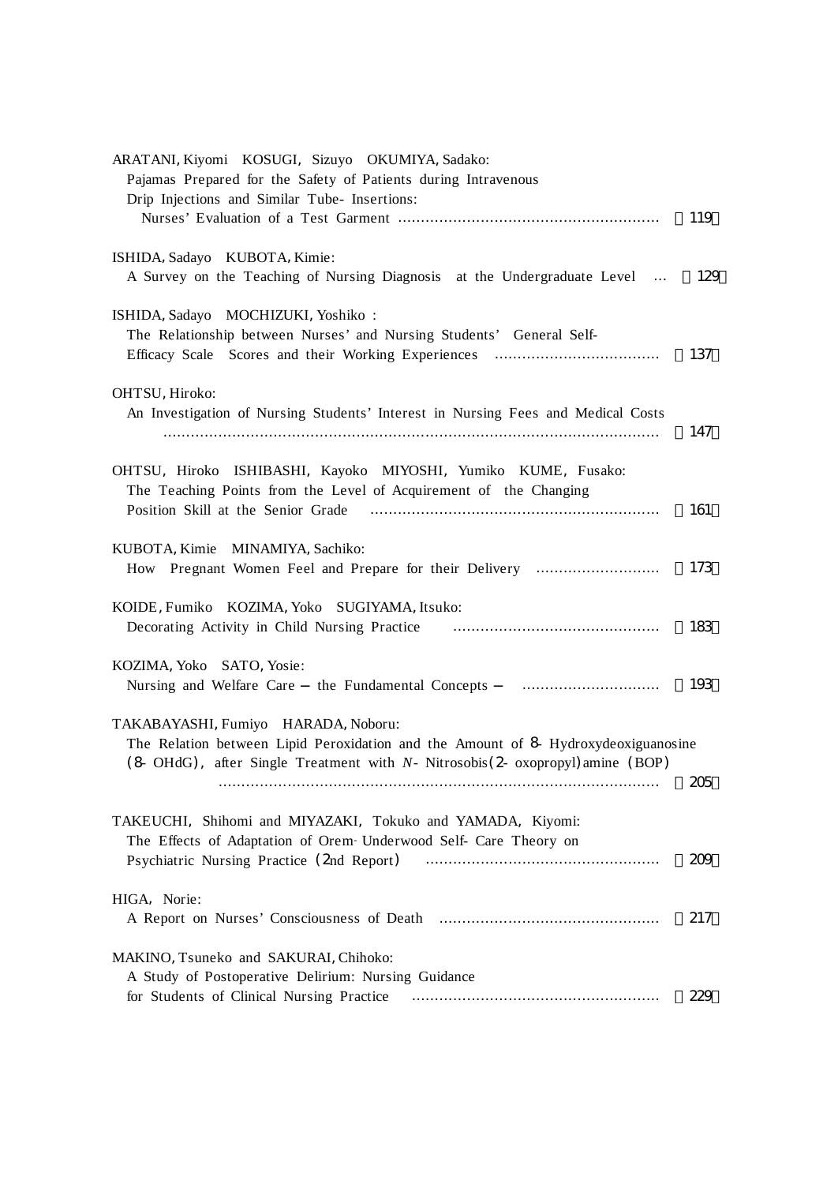ARATANI, Kiyomi　KOSUGI, Sizuyo　OKUMIYA, Sadako:
Pajamas Prepared for the Safety of Patients during Intravenous
Drip Injections and Similar Tube- Insertions:
Nurses' Evaluation of a Test Garment ……………………………………………………（119）

ISHIDA, Sadayo　KUBOTA, Kimie:
A Survey on the Teaching of Nursing Diagnosis at the Undergraduate Level …（129）

ISHIDA, Sadayo　MOCHIZUKI, Yoshiko :
The Relationship between Nurses' and Nursing Students' General Self-
Efficacy Scale Scores and their Working Experiences ………………………………（137）

OHTSU, Hiroko:
An Investigation of Nursing Students' Interest in Nursing Fees and Medical Costs
…………………………………………………………………………………………………（147）

OHTSU, Hiroko　ISHIBASHI, Kayoko　MIYOSHI, Yumiko　KUME, Fusako:
The Teaching Points from the Level of Acquirement of the Changing
Position Skill at the Senior Grade …………………………………………………………（161）

KUBOTA, Kimie　MINAMIYA, Sachiko:
How Pregnant Women Feel and Prepare for their Delivery ………………………（173）

KOIDE, Fumiko　KOZIMA, Yoko　SUGIYAMA, Itsuko:
Decorating Activity in Child Nursing Practice ………………………………………（183）

KOZIMA, Yoko　SATO, Yosie:
Nursing and Welfare Care – the Fundamental Concepts – …………………………（193）

TAKABAYASHI, Fumiyo　HARADA, Noboru:
The Relation between Lipid Peroxidation and the Amount of 8- Hydroxydeoxiguanosine
(8- OHdG), after Single Treatment with *N*- Nitrosobis(2- oxopropyl)amine (BOP)
…………………………………………………………………………………………（205）

TAKEUCHI, Shihomi and MIYAZAKI, Tokuko and YAMADA, Kiyomi:
The Effects of Adaptation of Orem- Underwood Self- Care Theory on
Psychiatric Nursing Practice (2nd Report) ……………………………………………（209）

HIGA, Norie:
A Report on Nurses' Consciousness of Death …………………………………………（217）

MAKINO, Tsuneko and SAKURAI, Chihoko:
A Study of Postoperative Delirium: Nursing Guidance
for Students of Clinical Nursing Practice ………………………………………………（229）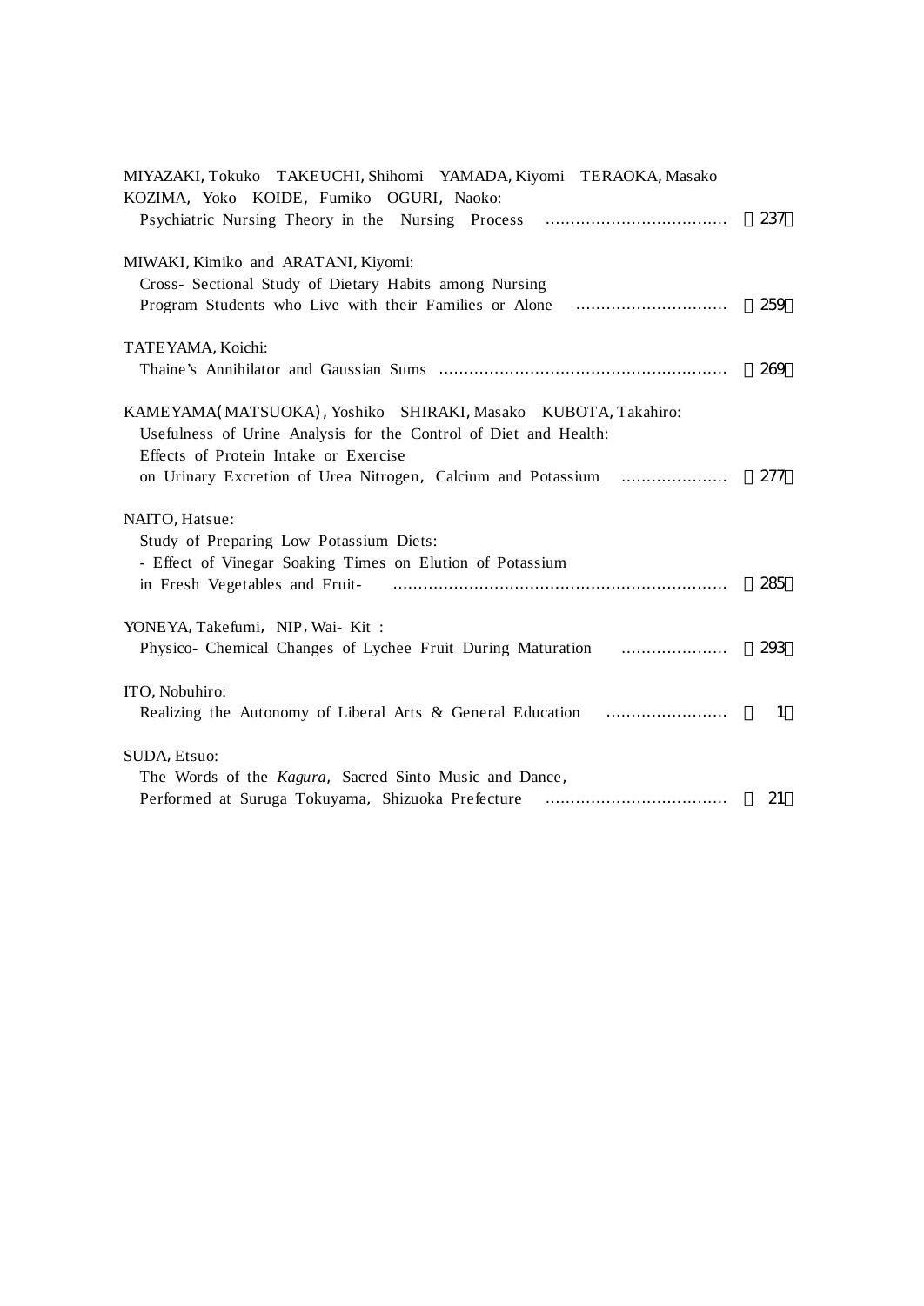MIYAZAKI, Tokuko　TAKEUCHI, Shihomi　YAMADA, Kiyomi　TERAOKA, Masako
KOZIMA, Yoko　KOIDE, Fumiko　OGURI, Naoko:
Psychiatric Nursing Theory in the Nursing Process ……………………………… （237）

MIWAKI, Kimiko and ARATANI, Kiyomi:
Cross- Sectional Study of Dietary Habits among Nursing
Program Students who Live with their Families or Alone ………………………… （259）

TATEYAMA, Koichi:
Thaine's Annihilator and Gaussian Sums ………………………………………………… （269）

KAMEYAMA(MATSUOKA), Yoshiko　SHIRAKI, Masako　KUBOTA, Takahiro:
Usefulness of Urine Analysis for the Control of Diet and Health:
Effects of Protein Intake or Exercise
on Urinary Excretion of Urea Nitrogen, Calcium and Potassium ………………… （277）

NAITO, Hatsue:
Study of Preparing Low Potassium Diets:
- Effect of Vinegar Soaking Times on Elution of Potassium
in Fresh Vegetables and Fruit- ………………………………………………………… （285）

YONEYA, Takefumi, NIP, Wai- Kit :
Physico- Chemical Changes of Lychee Fruit During Maturation ………………… （293）

ITO, Nobuhiro:
Realizing the Autonomy of Liberal Arts & General Education …………………… （1）

SUDA, Etsuo:
The Words of the *Kagura*, Sacred Sinto Music and Dance,
Performed at Suruga Tokuyama, Shizuoka Prefecture ……………………………… （21）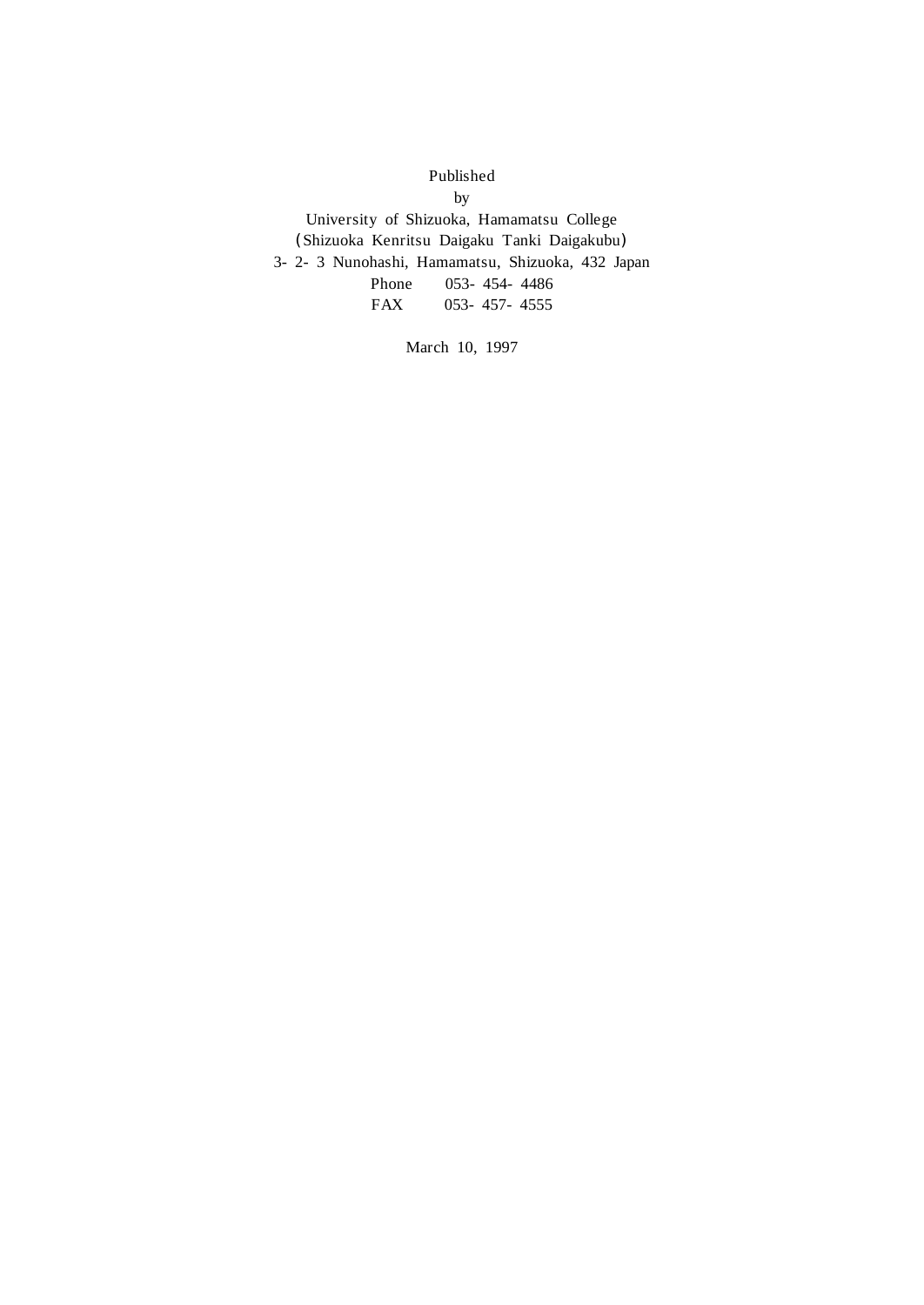Published

by

University of Shizuoka, Hamamatsu College

(Shizuoka Kenritsu Daigaku Tanki Daigakubu)

3- 2- 3 Nunohashi, Hamamatsu, Shizuoka, 432 Japan

Phone 053- 454- 4486

FAX 053- 457- 4555

March 10, 1997